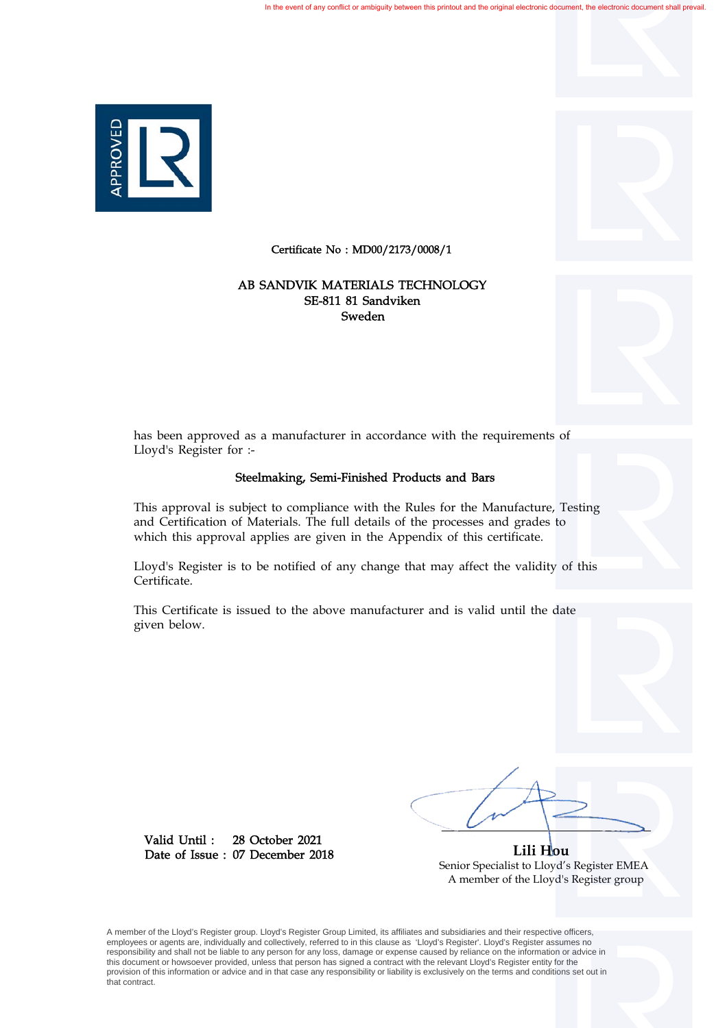In the event of any conflict or ambiguity between this printout and the original electronic document, the electronic document shall prevail.

APPROVED

Certificate No : MD00/2173/0008/1

**AB SANDVIK MATERIALS TECHNOLOGY**
**SE-811 81 Sandviken**
**Sweden**

has been approved as a manufacturer in accordance with the requirements of Lloyd's Register for :-

## Steelmaking, Semi-Finished Products and Bars

This approval is subject to compliance with the Rules for the Manufacture, Testing and Certification of Materials. The full details of the processes and grades to which this approval applies are given in the Appendix of this certificate.

Lloyd's Register is to be notified of any change that may affect the validity of this Certificate.

This Certificate is issued to the above manufacturer and is valid until the date given below.

Valid Until : 28 October 2021
Date of Issue : 07 December 2018

**Lili Hou**
Senior Specialist to Lloyd's Register EMEA
A member of the Lloyd's Register group

A member of the Lloyd's Register group. Lloyd's Register Group Limited, its affiliates and subsidiaries and their respective officers, employees or agents are, individually and collectively, referred to in this clause as 'Lloyd's Register'. Lloyd's Register assumes no responsibility and shall not be liable to any person for any loss, damage or expense caused by reliance on the information or advice in this document or howsoever provided, unless that person has signed a contract with the relevant Lloyd's Register entity for the provision of this information or advice and in that case any responsibility or liability is exclusively on the terms and conditions set out in that contract.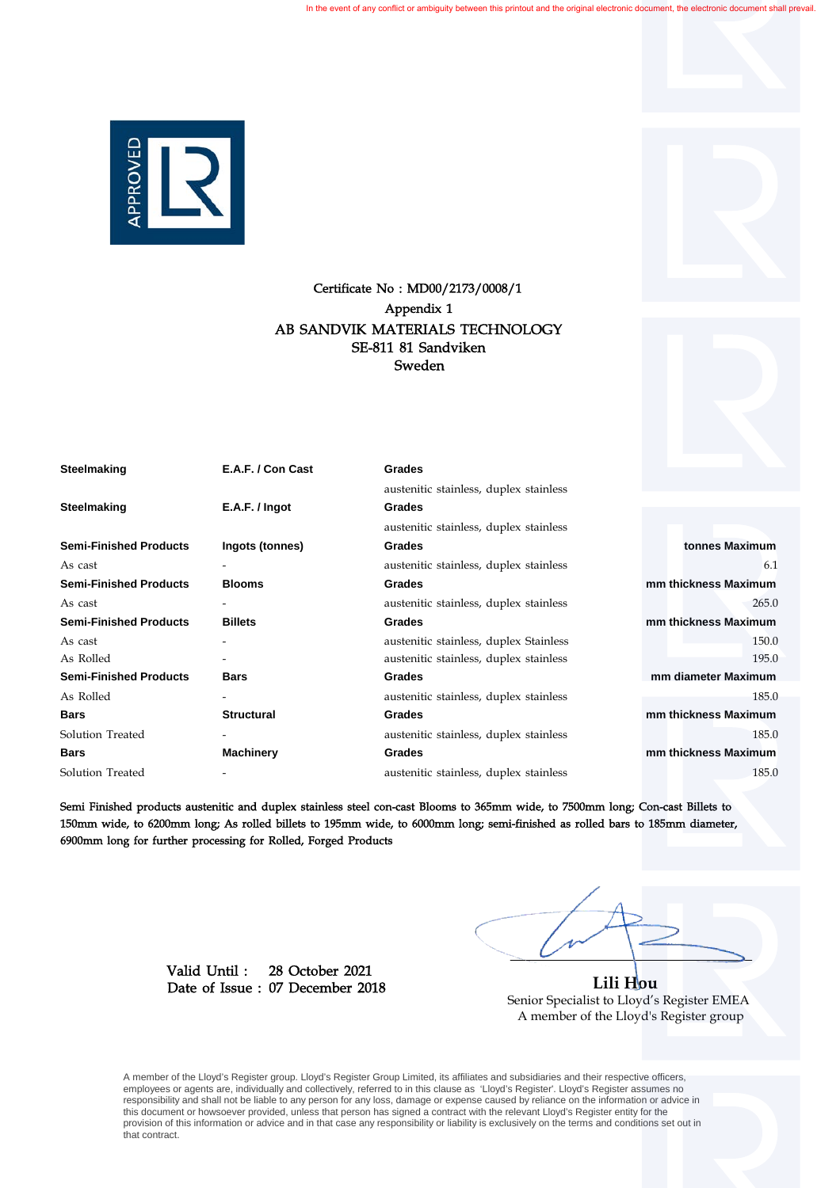In the event of any conflict or ambiguity between this printout and the original electronic document, the electronic document shall prevail.

APPROVED

Certificate No : MD00/2173/0008/1
Appendix 1
AB SANDVIK MATERIALS TECHNOLOGY
SE-811 81 Sandviken
Sweden

| | | | |
|---|---|---|---|
| **Steelmaking** | **E.A.F. / Con Cast** | **Grades** | |
| | | austenitic stainless, duplex stainless | |
| **Steelmaking** | **E.A.F. / Ingot** | **Grades** | |
| | | austenitic stainless, duplex stainless | |
| **Semi-Finished Products** | **Ingots (tonnes)** | **Grades** | **tonnes Maximum** |
| As cast | - | austenitic stainless, duplex stainless | 6.1 |
| **Semi-Finished Products** | **Blooms** | **Grades** | **mm thickness Maximum** |
| As cast | - | austenitic stainless, duplex stainless | 265.0 |
| **Semi-Finished Products** | **Billets** | **Grades** | **mm thickness Maximum** |
| As cast | - | austenitic stainless, duplex Stainless | 150.0 |
| As Rolled | - | austenitic stainless, duplex stainless | 195.0 |
| **Semi-Finished Products** | **Bars** | **Grades** | **mm diameter Maximum** |
| As Rolled | - | austenitic stainless, duplex stainless | 185.0 |
| **Bars** | **Structural** | **Grades** | **mm thickness Maximum** |
| Solution Treated | - | austenitic stainless, duplex stainless | 185.0 |
| **Bars** | **Machinery** | **Grades** | **mm thickness Maximum** |
| Solution Treated | - | austenitic stainless, duplex stainless | 185.0 |

Semi Finished products austenitic and duplex stainless steel con-cast Blooms to 365mm wide, to 7500mm long; Con-cast Billets to 150mm wide, to 6200mm long; As rolled billets to 195mm wide, to 6000mm long; semi-finished as rolled bars to 185mm diameter, 6900mm long for further processing for Rolled, Forged Products

Valid Until : 28 October 2021
Date of Issue : 07 December 2018

Lili Hou
Senior Specialist to Lloyd's Register EMEA
A member of the Lloyd's Register group

A member of the Lloyd's Register group. Lloyd's Register Group Limited, its affiliates and subsidiaries and their respective officers, employees or agents are, individually and collectively, referred to in this clause as 'Lloyd's Register'. Lloyd's Register assumes no responsibility and shall not be liable to any person for any loss, damage or expense caused by reliance on the information or advice in this document or howsoever provided, unless that person has signed a contract with the relevant Lloyd's Register entity for the provision of this information or advice and in that case any responsibility or liability is exclusively on the terms and conditions set out in that contract.